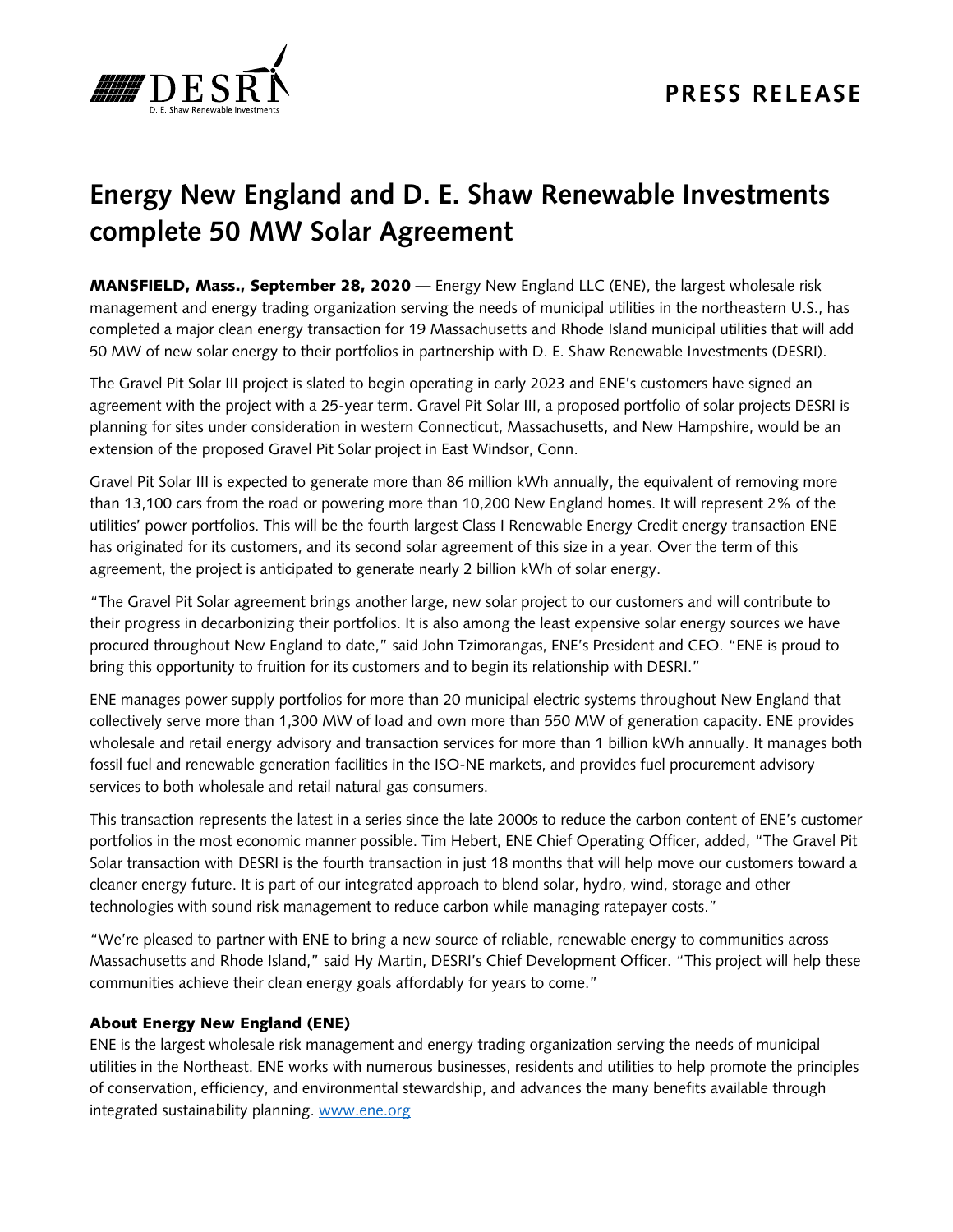DESRI
D. E. Shaw Renewable Investments

**PRESS RELEASE**

# Energy New England and D. E. Shaw Renewable Investments complete 50 MW Solar Agreement

**MANSFIELD, Mass., September 28, 2020** — Energy New England LLC (ENE), the largest wholesale risk management and energy trading organization serving the needs of municipal utilities in the northeastern U.S., has completed a major clean energy transaction for 19 Massachusetts and Rhode Island municipal utilities that will add 50 MW of new solar energy to their portfolios in partnership with D. E. Shaw Renewable Investments (DESRI).

The Gravel Pit Solar III project is slated to begin operating in early 2023 and ENE's customers have signed an agreement with the project with a 25-year term. Gravel Pit Solar III, a proposed portfolio of solar projects DESRI is planning for sites under consideration in western Connecticut, Massachusetts, and New Hampshire, would be an extension of the proposed Gravel Pit Solar project in East Windsor, Conn.

Gravel Pit Solar III is expected to generate more than 86 million kWh annually, the equivalent of removing more than 13,100 cars from the road or powering more than 10,200 New England homes. It will represent 2% of the utilities' power portfolios. This will be the fourth largest Class I Renewable Energy Credit energy transaction ENE has originated for its customers, and its second solar agreement of this size in a year. Over the term of this agreement, the project is anticipated to generate nearly 2 billion kWh of solar energy.

"The Gravel Pit Solar agreement brings another large, new solar project to our customers and will contribute to their progress in decarbonizing their portfolios. It is also among the least expensive solar energy sources we have procured throughout New England to date," said John Tzimorangas, ENE's President and CEO. "ENE is proud to bring this opportunity to fruition for its customers and to begin its relationship with DESRI."

ENE manages power supply portfolios for more than 20 municipal electric systems throughout New England that collectively serve more than 1,300 MW of load and own more than 550 MW of generation capacity. ENE provides wholesale and retail energy advisory and transaction services for more than 1 billion kWh annually. It manages both fossil fuel and renewable generation facilities in the ISO-NE markets, and provides fuel procurement advisory services to both wholesale and retail natural gas consumers.

This transaction represents the latest in a series since the late 2000s to reduce the carbon content of ENE's customer portfolios in the most economic manner possible. Tim Hebert, ENE Chief Operating Officer, added, "The Gravel Pit Solar transaction with DESRI is the fourth transaction in just 18 months that will help move our customers toward a cleaner energy future. It is part of our integrated approach to blend solar, hydro, wind, storage and other technologies with sound risk management to reduce carbon while managing ratepayer costs."

"We're pleased to partner with ENE to bring a new source of reliable, renewable energy to communities across Massachusetts and Rhode Island," said Hy Martin, DESRI's Chief Development Officer. "This project will help these communities achieve their clean energy goals affordably for years to come."

### About Energy New England (ENE)

ENE is the largest wholesale risk management and energy trading organization serving the needs of municipal utilities in the Northeast. ENE works with numerous businesses, residents and utilities to help promote the principles of conservation, efficiency, and environmental stewardship, and advances the many benefits available through integrated sustainability planning. [www.ene.org](http://www.ene.org)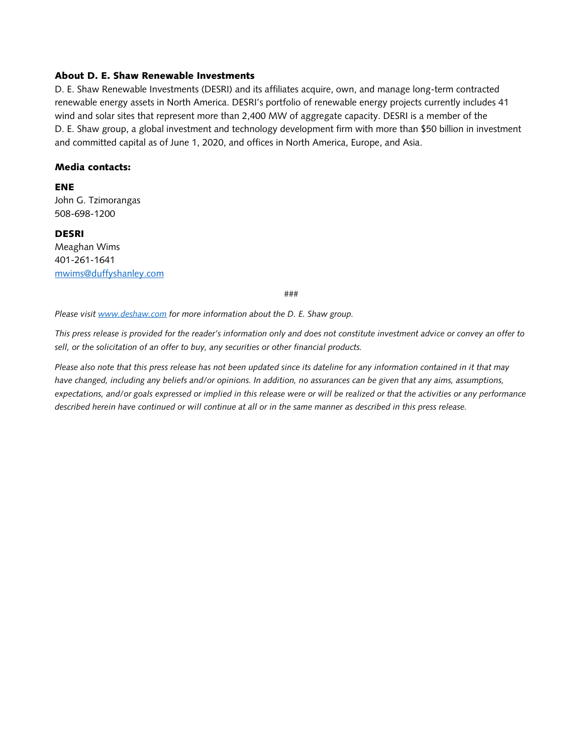## About D. E. Shaw Renewable Investments

D. E. Shaw Renewable Investments (DESRI) and its affiliates acquire, own, and manage long-term contracted renewable energy assets in North America. DESRI's portfolio of renewable energy projects currently includes 41 wind and solar sites that represent more than 2,400 MW of aggregate capacity. DESRI is a member of the D. E. Shaw group, a global investment and technology development firm with more than $50 billion in investment and committed capital as of June 1, 2020, and offices in North America, Europe, and Asia.

### Media contacts:

**ENE**
John G. Tzimorangas
508-698-1200

**DESRI**
Meaghan Wims
401-261-1641
[mwims@duffyshanley.com](mailto:mwims@duffyshanley.com)

###

*Please visit [www.deshaw.com](http://www.deshaw.com) for more information about the D. E. Shaw group.*

*This press release is provided for the reader's information only and does not constitute investment advice or convey an offer to sell, or the solicitation of an offer to buy, any securities or other financial products.*

*Please also note that this press release has not been updated since its dateline for any information contained in it that may have changed, including any beliefs and/or opinions. In addition, no assurances can be given that any aims, assumptions, expectations, and/or goals expressed or implied in this release were or will be realized or that the activities or any performance described herein have continued or will continue at all or in the same manner as described in this press release.*